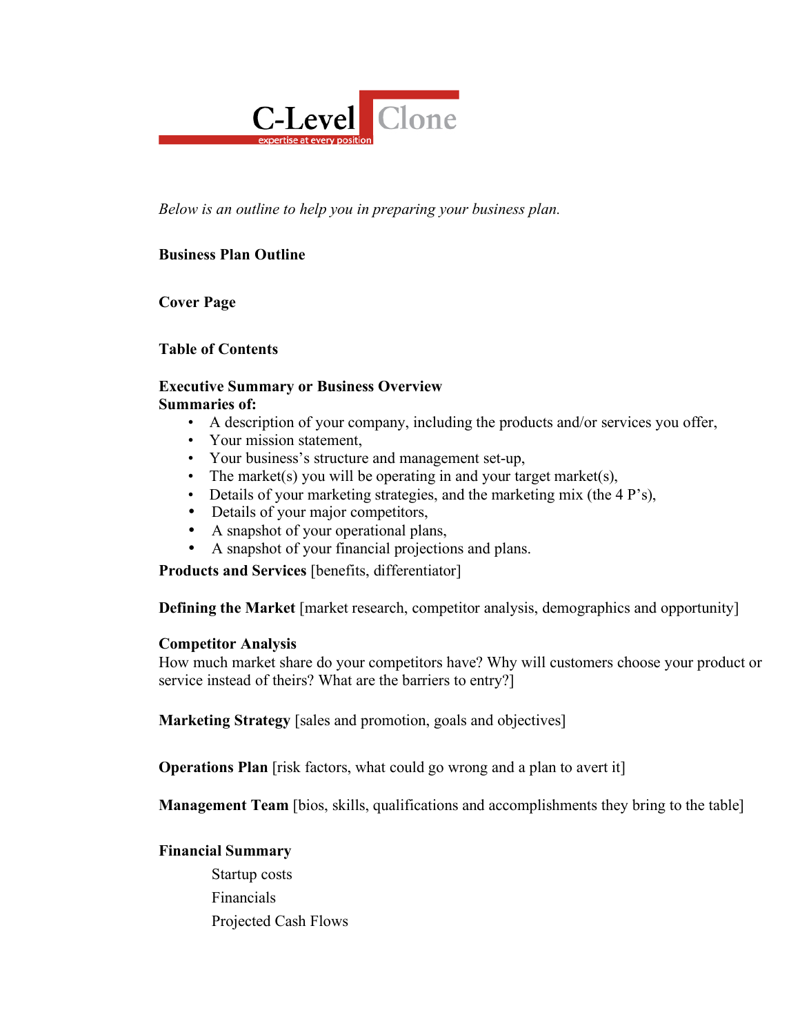**C-Level Clone**
expertise at every position

*Below is an outline to help you in preparing your business plan.*

**Business Plan Outline**

**Cover Page**

**Table of Contents**

**Executive Summary or Business Overview**
**Summaries of:**

- A description of your company, including the products and/or services you offer,
- Your mission statement,
- Your business's structure and management set-up,
- The market(s) you will be operating in and your target market(s),
- Details of your marketing strategies, and the marketing mix (the 4 P's),
- Details of your major competitors,
- A snapshot of your operational plans,
- A snapshot of your financial projections and plans.

**Products and Services** [benefits, differentiator]

**Defining the Market** [market research, competitor analysis, demographics and opportunity]

**Competitor Analysis**
How much market share do your competitors have? Why will customers choose your product or service instead of theirs? What are the barriers to entry?]

**Marketing Strategy** [sales and promotion, goals and objectives]

**Operations Plan** [risk factors, what could go wrong and a plan to avert it]

**Management Team** [bios, skills, qualifications and accomplishments they bring to the table]

**Financial Summary**

Startup costs

Financials

Projected Cash Flows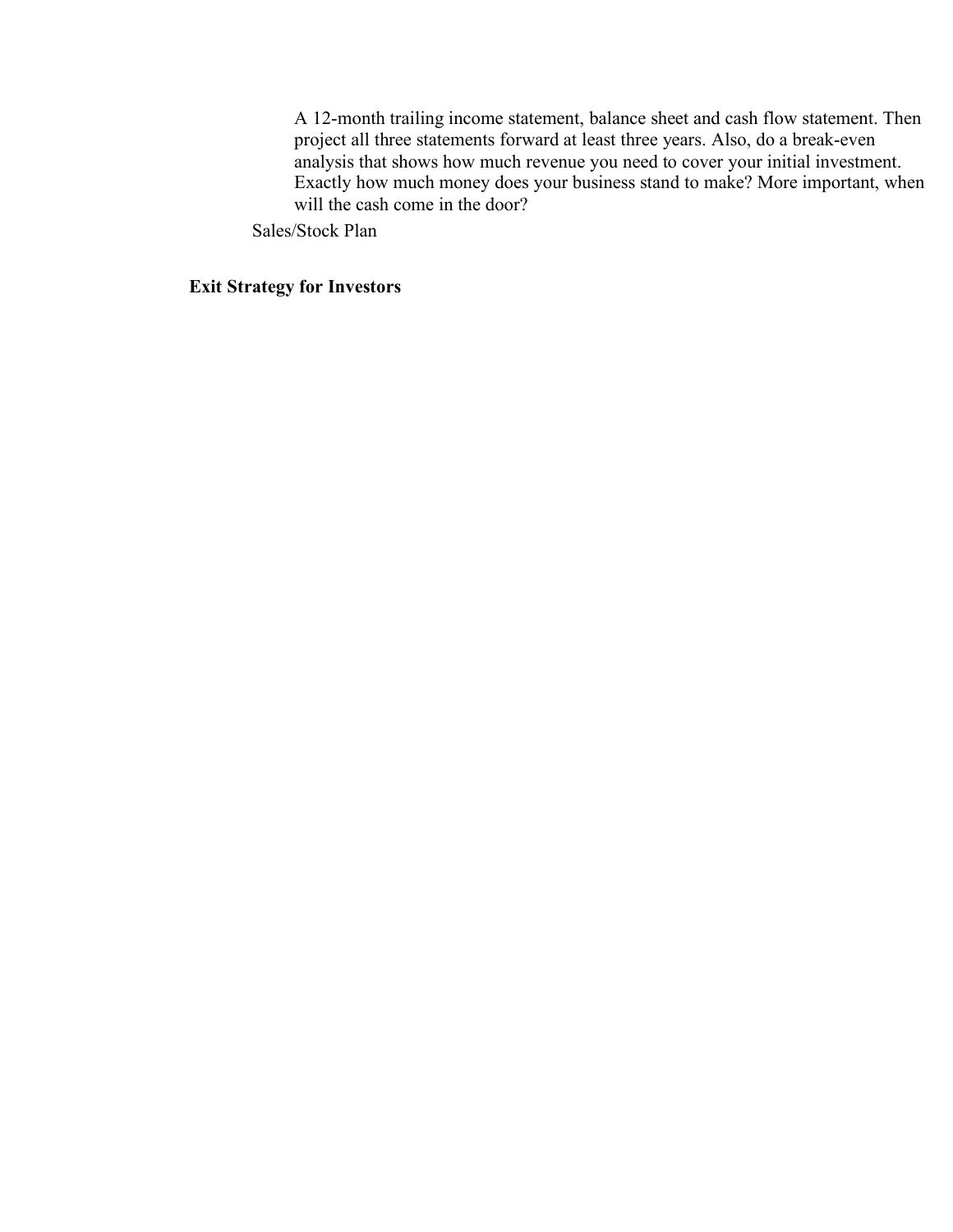A 12-month trailing income statement, balance sheet and cash flow statement. Then project all three statements forward at least three years. Also, do a break-even analysis that shows how much revenue you need to cover your initial investment. Exactly how much money does your business stand to make? More important, when will the cash come in the door?

Sales/Stock Plan

**Exit Strategy for Investors**